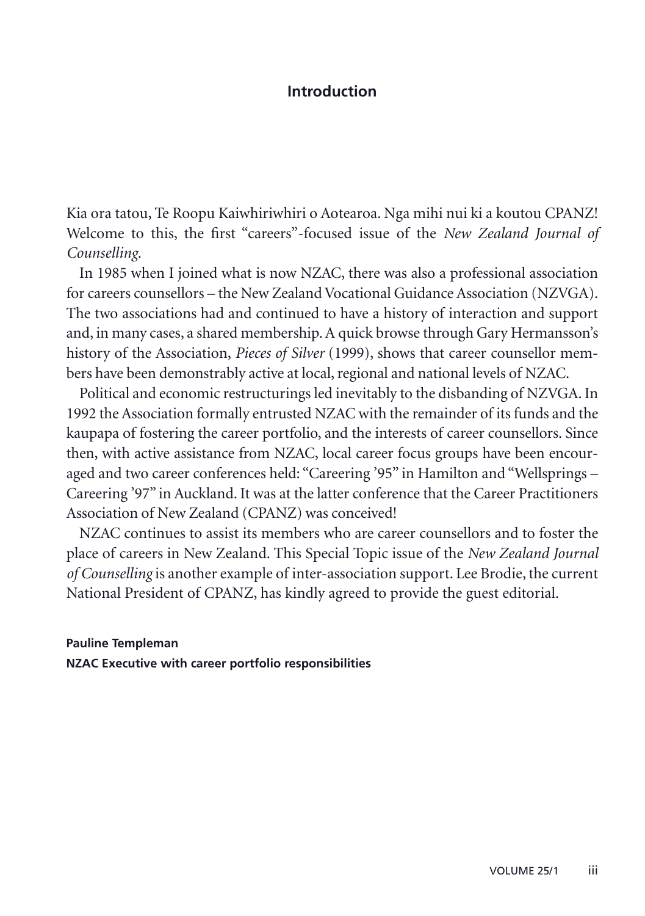# Introduction

Kia ora tatou, Te Roopu Kaiwhiriwhiri o Aotearoa. Nga mihi nui ki a koutou CPANZ! Welcome to this, the first "careers"-focused issue of the *New Zealand Journal of Counselling*.

In 1985 when I joined what is now NZAC, there was also a professional association for careers counsellors – the New Zealand Vocational Guidance Association (NZVGA). The two associations had and continued to have a history of interaction and support and, in many cases, a shared membership. A quick browse through Gary Hermansson's history of the Association, *Pieces of Silver* (1999), shows that career counsellor members have been demonstrably active at local, regional and national levels of NZAC.

Political and economic restructurings led inevitably to the disbanding of NZVGA. In 1992 the Association formally entrusted NZAC with the remainder of its funds and the kaupapa of fostering the career portfolio, and the interests of career counsellors. Since then, with active assistance from NZAC, local career focus groups have been encouraged and two career conferences held: "Careering '95" in Hamilton and "Wellsprings – Careering '97" in Auckland. It was at the latter conference that the Career Practitioners Association of New Zealand (CPANZ) was conceived!

NZAC continues to assist its members who are career counsellors and to foster the place of careers in New Zealand. This Special Topic issue of the *New Zealand Journal of Counselling* is another example of inter-association support. Lee Brodie, the current National President of CPANZ, has kindly agreed to provide the guest editorial.

**Pauline Templeman**
**NZAC Executive with career portfolio responsibilities**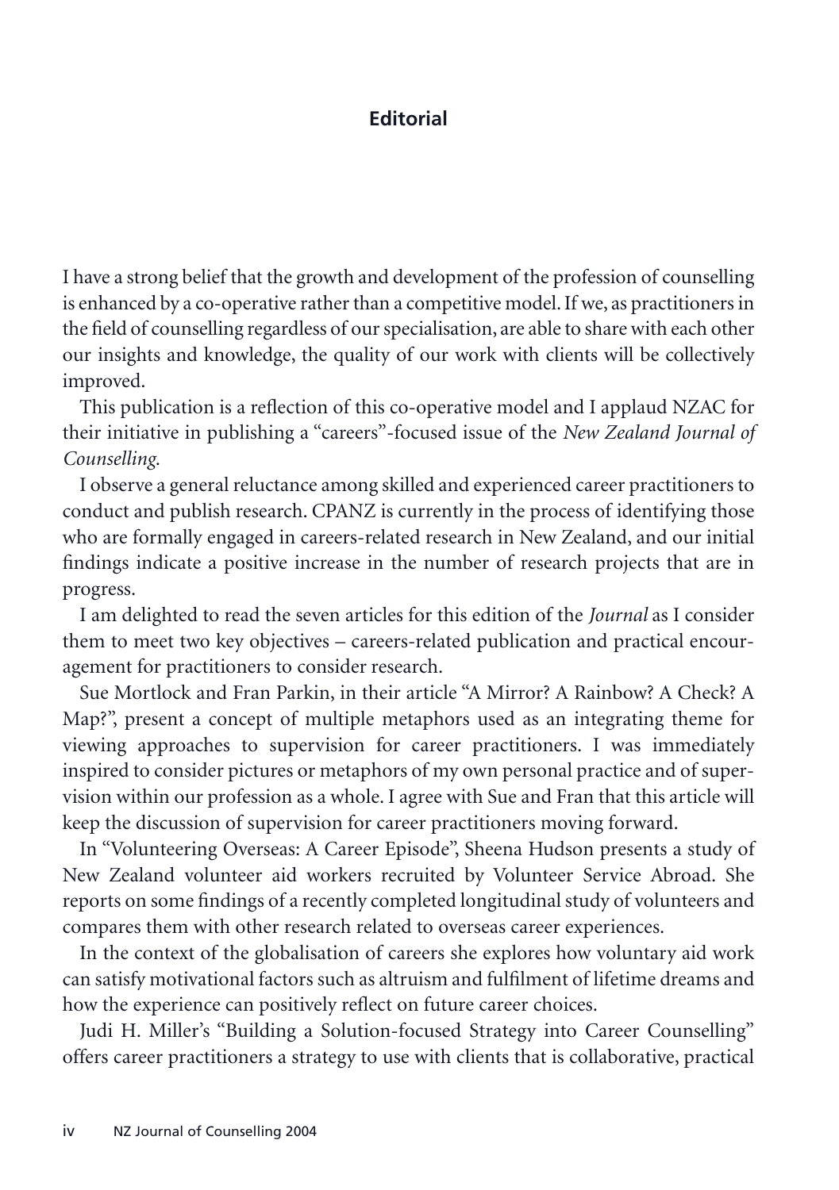## Editorial

I have a strong belief that the growth and development of the profession of counselling is enhanced by a co-operative rather than a competitive model. If we, as practitioners in the field of counselling regardless of our specialisation, are able to share with each other our insights and knowledge, the quality of our work with clients will be collectively improved.

This publication is a reflection of this co-operative model and I applaud NZAC for their initiative in publishing a "careers"-focused issue of the *New Zealand Journal of Counselling*.

I observe a general reluctance among skilled and experienced career practitioners to conduct and publish research. CPANZ is currently in the process of identifying those who are formally engaged in careers-related research in New Zealand, and our initial findings indicate a positive increase in the number of research projects that are in progress.

I am delighted to read the seven articles for this edition of the *Journal* as I consider them to meet two key objectives – careers-related publication and practical encouragement for practitioners to consider research.

Sue Mortlock and Fran Parkin, in their article "A Mirror? A Rainbow? A Check? A Map?", present a concept of multiple metaphors used as an integrating theme for viewing approaches to supervision for career practitioners. I was immediately inspired to consider pictures or metaphors of my own personal practice and of supervision within our profession as a whole. I agree with Sue and Fran that this article will keep the discussion of supervision for career practitioners moving forward.

In "Volunteering Overseas: A Career Episode", Sheena Hudson presents a study of New Zealand volunteer aid workers recruited by Volunteer Service Abroad. She reports on some findings of a recently completed longitudinal study of volunteers and compares them with other research related to overseas career experiences.

In the context of the globalisation of careers she explores how voluntary aid work can satisfy motivational factors such as altruism and fulfilment of lifetime dreams and how the experience can positively reflect on future career choices.

Judi H. Miller's "Building a Solution-focused Strategy into Career Counselling" offers career practitioners a strategy to use with clients that is collaborative, practical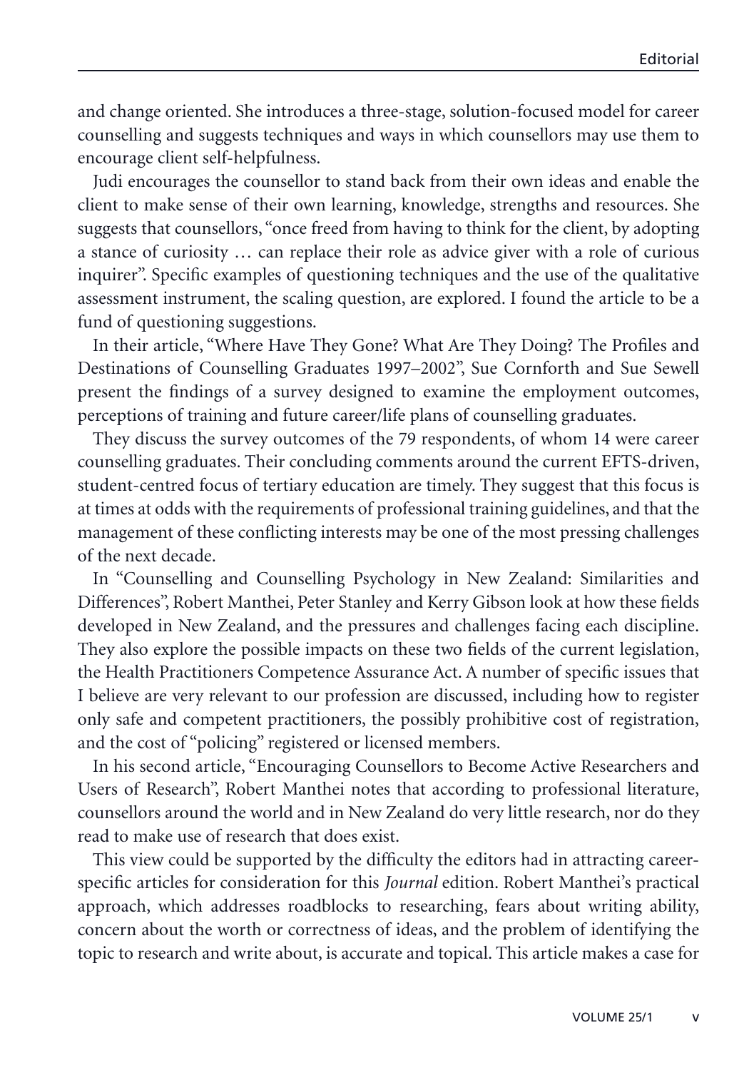and change oriented. She introduces a three-stage, solution-focused model for career counselling and suggests techniques and ways in which counsellors may use them to encourage client self-helpfulness.

Judi encourages the counsellor to stand back from their own ideas and enable the client to make sense of their own learning, knowledge, strengths and resources. She suggests that counsellors, "once freed from having to think for the client, by adopting a stance of curiosity … can replace their role as advice giver with a role of curious inquirer". Specific examples of questioning techniques and the use of the qualitative assessment instrument, the scaling question, are explored. I found the article to be a fund of questioning suggestions.

In their article, "Where Have They Gone? What Are They Doing? The Profiles and Destinations of Counselling Graduates 1997–2002", Sue Cornforth and Sue Sewell present the findings of a survey designed to examine the employment outcomes, perceptions of training and future career/life plans of counselling graduates.

They discuss the survey outcomes of the 79 respondents, of whom 14 were career counselling graduates. Their concluding comments around the current EFTS-driven, student-centred focus of tertiary education are timely. They suggest that this focus is at times at odds with the requirements of professional training guidelines, and that the management of these conflicting interests may be one of the most pressing challenges of the next decade.

In "Counselling and Counselling Psychology in New Zealand: Similarities and Differences", Robert Manthei, Peter Stanley and Kerry Gibson look at how these fields developed in New Zealand, and the pressures and challenges facing each discipline. They also explore the possible impacts on these two fields of the current legislation, the Health Practitioners Competence Assurance Act. A number of specific issues that I believe are very relevant to our profession are discussed, including how to register only safe and competent practitioners, the possibly prohibitive cost of registration, and the cost of "policing" registered or licensed members.

In his second article, "Encouraging Counsellors to Become Active Researchers and Users of Research", Robert Manthei notes that according to professional literature, counsellors around the world and in New Zealand do very little research, nor do they read to make use of research that does exist.

This view could be supported by the difficulty the editors had in attracting career-specific articles for consideration for this *Journal* edition. Robert Manthei's practical approach, which addresses roadblocks to researching, fears about writing ability, concern about the worth or correctness of ideas, and the problem of identifying the topic to research and write about, is accurate and topical. This article makes a case for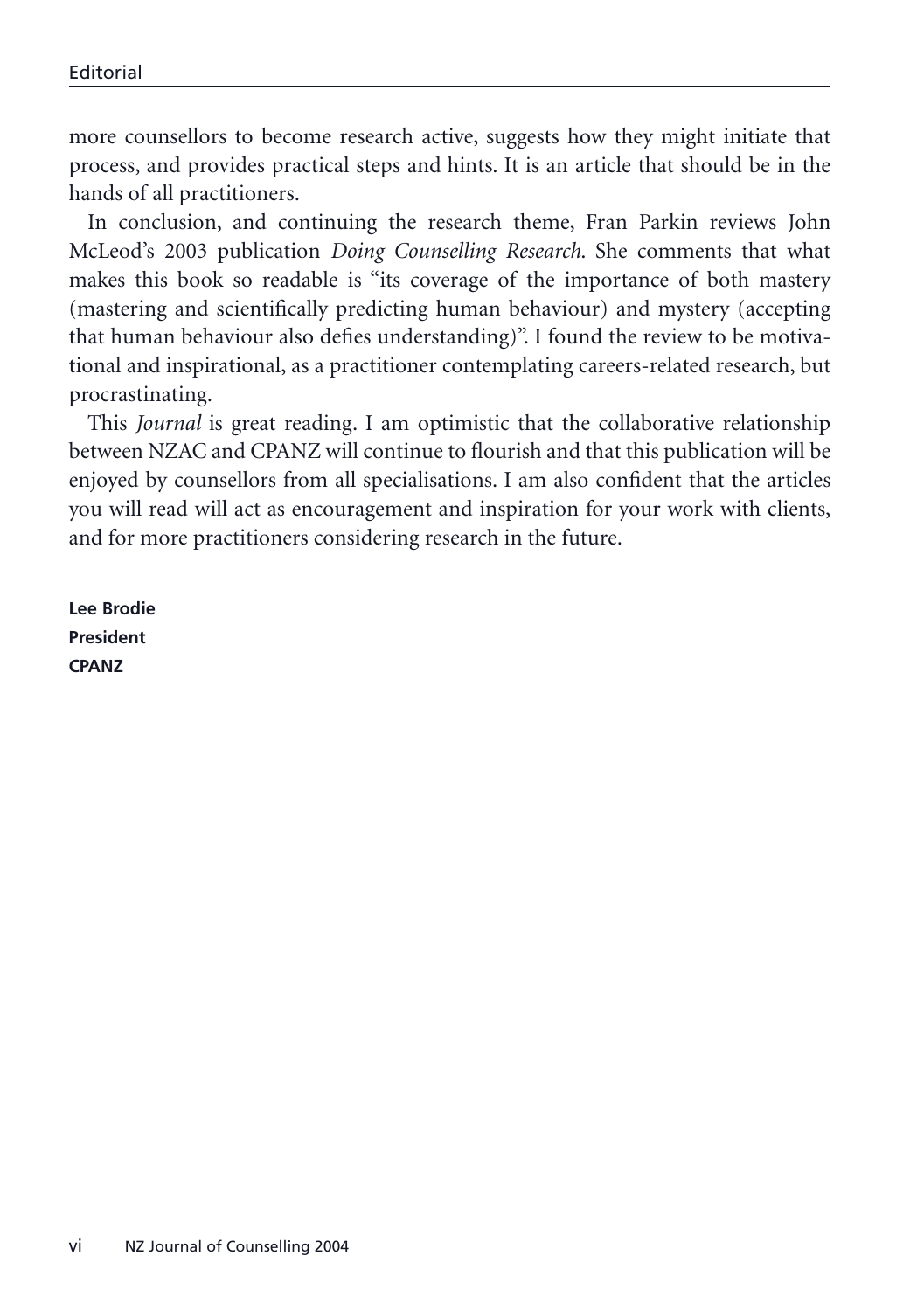more counsellors to become research active, suggests how they might initiate that process, and provides practical steps and hints. It is an article that should be in the hands of all practitioners.

In conclusion, and continuing the research theme, Fran Parkin reviews John McLeod's 2003 publication *Doing Counselling Research*. She comments that what makes this book so readable is "its coverage of the importance of both mastery (mastering and scientifically predicting human behaviour) and mystery (accepting that human behaviour also defies understanding)". I found the review to be motivational and inspirational, as a practitioner contemplating careers-related research, but procrastinating.

This *Journal* is great reading. I am optimistic that the collaborative relationship between NZAC and CPANZ will continue to flourish and that this publication will be enjoyed by counsellors from all specialisations. I am also confident that the articles you will read will act as encouragement and inspiration for your work with clients, and for more practitioners considering research in the future.

**Lee Brodie**
**President**
**CPANZ**